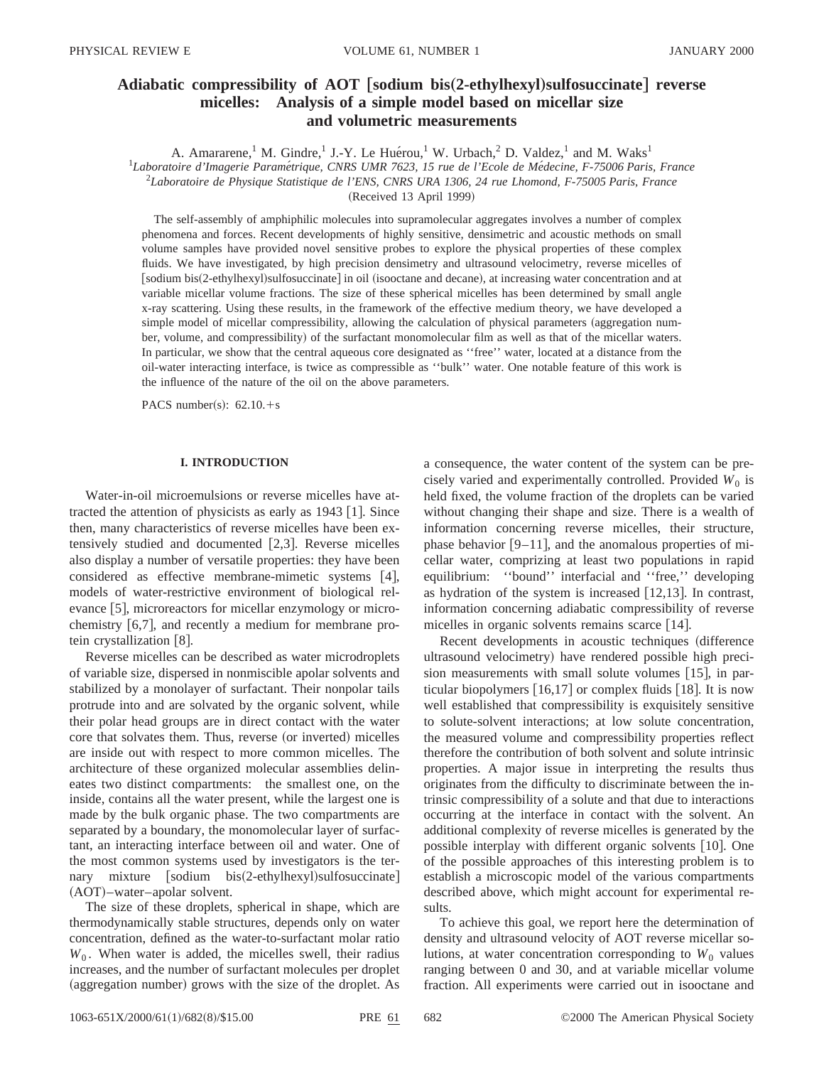# Adiabatic compressibility of AOT [sodium bis(2-ethylhexyl)sulfosuccinate] reverse micelles: Analysis of a simple model based on micellar size and volumetric measurements

A. Amararene,[1] M. Gindre,[1] J.-Y. Le Huérou,[1] W. Urbach,[2] D. Valdez,[1] and M. Waks[1]

[1]*Laboratoire d'Imagerie Paramétrique, CNRS UMR 7623, 15 rue de l'Ecole de Médecine, F-75006 Paris, France*

[2]*Laboratoire de Physique Statistique de l'ENS, CNRS URA 1306, 24 rue Lhomond, F-75005 Paris, France*

(Received 13 April 1999)

The self-assembly of amphiphilic molecules into supramolecular aggregates involves a number of complex phenomena and forces. Recent developments of highly sensitive, densimetric and acoustic methods on small volume samples have provided novel sensitive probes to explore the physical properties of these complex fluids. We have investigated, by high precision densimetry and ultrasound velocimetry, reverse micelles of [sodium bis(2-ethylhexyl)sulfosuccinate] in oil (isooctane and decane), at increasing water concentration and at variable micellar volume fractions. The size of these spherical micelles has been determined by small angle x-ray scattering. Using these results, in the framework of the effective medium theory, we have developed a simple model of micellar compressibility, allowing the calculation of physical parameters (aggregation number, volume, and compressibility) of the surfactant monomolecular film as well as that of the micellar waters. In particular, we show that the central aqueous core designated as ''free'' water, located at a distance from the oil-water interacting interface, is twice as compressible as ''bulk'' water. One notable feature of this work is the influence of the nature of the oil on the above parameters.

PACS number(s): 62.10.+s

## I. INTRODUCTION

Water-in-oil microemulsions or reverse micelles have attracted the attention of physicists as early as 1943 [1]. Since then, many characteristics of reverse micelles have been extensively studied and documented [2,3]. Reverse micelles also display a number of versatile properties: they have been considered as effective membrane-mimetic systems [4], models of water-restrictive environment of biological relevance [5], microreactors for micellar enzymology or microchemistry [6,7], and recently a medium for membrane protein crystallization [8].

Reverse micelles can be described as water microdroplets of variable size, dispersed in nonmiscible apolar solvents and stabilized by a monolayer of surfactant. Their nonpolar tails protrude into and are solvated by the organic solvent, while their polar head groups are in direct contact with the water core that solvates them. Thus, reverse (or inverted) micelles are inside out with respect to more common micelles. The architecture of these organized molecular assemblies delineates two distinct compartments: the smallest one, on the inside, contains all the water present, while the largest one is made by the bulk organic phase. The two compartments are separated by a boundary, the monomolecular layer of surfactant, an interacting interface between oil and water. One of the most common systems used by investigators is the ternary mixture [sodium bis(2-ethylhexyl)sulfosuccinate] (AOT)–water–apolar solvent.

The size of these droplets, spherical in shape, which are thermodynamically stable structures, depends only on water concentration, defined as the water-to-surfactant molar ratio $W_0$. When water is added, the micelles swell, their radius increases, and the number of surfactant molecules per droplet (aggregation number) grows with the size of the droplet. As a consequence, the water content of the system can be precisely varied and experimentally controlled. Provided $W_0$ is held fixed, the volume fraction of the droplets can be varied without changing their shape and size. There is a wealth of information concerning reverse micelles, their structure, phase behavior [9–11], and the anomalous properties of micellar water, comprizing at least two populations in rapid equilibrium: ''bound'' interfacial and ''free,'' developing as hydration of the system is increased [12,13]. In contrast, information concerning adiabatic compressibility of reverse micelles in organic solvents remains scarce [14].

Recent developments in acoustic techniques (difference ultrasound velocimetry) have rendered possible high precision measurements with small solute volumes [15], in particular biopolymers [16,17] or complex fluids [18]. It is now well established that compressibility is exquisitely sensitive to solute-solvent interactions; at low solute concentration, the measured volume and compressibility properties reflect therefore the contribution of both solvent and solute intrinsic properties. A major issue in interpreting the results thus originates from the difficulty to discriminate between the intrinsic compressibility of a solute and that due to interactions occurring at the interface in contact with the solvent. An additional complexity of reverse micelles is generated by the possible interplay with different organic solvents [10]. One of the possible approaches of this interesting problem is to establish a microscopic model of the various compartments described above, which might account for experimental results.

To achieve this goal, we report here the determination of density and ultrasound velocity of AOT reverse micellar solutions, at water concentration corresponding to $W_0$ values ranging between 0 and 30, and at variable micellar volume fraction. All experiments were carried out in isooctane and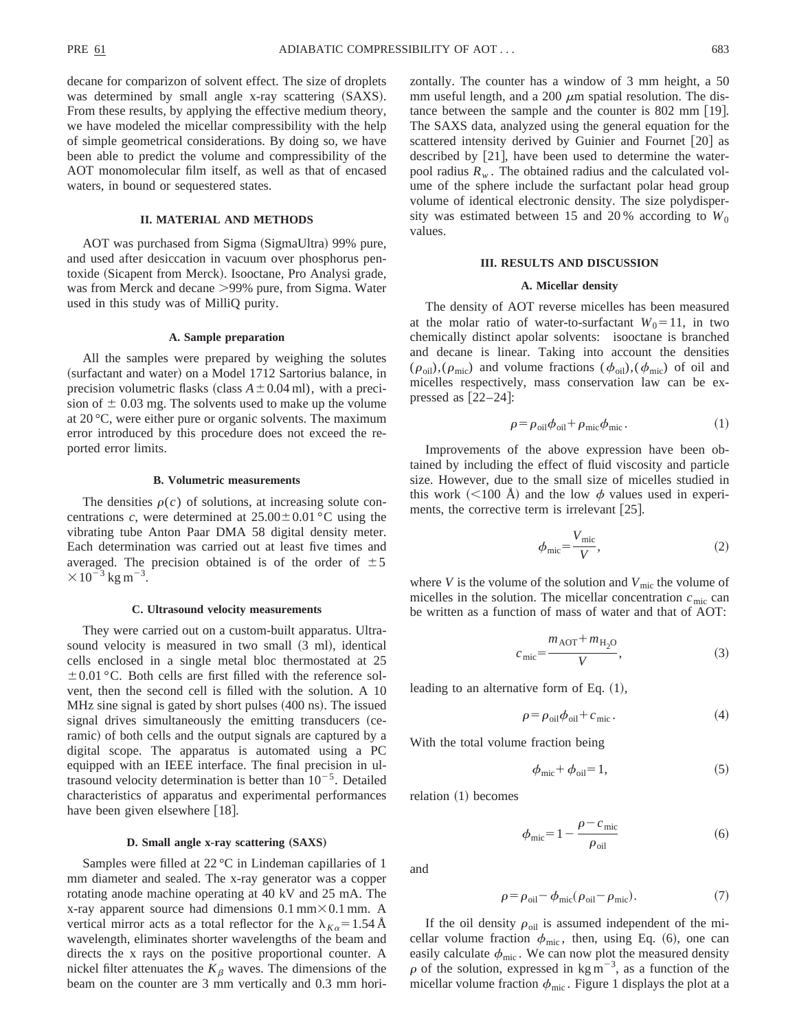decane for comparizon of solvent effect. The size of droplets was determined by small angle x-ray scattering (SAXS). From these results, by applying the effective medium theory, we have modeled the micellar compressibility with the help of simple geometrical considerations. By doing so, we have been able to predict the volume and compressibility of the AOT monomolecular film itself, as well as that of encased waters, in bound or sequestered states.

## II. MATERIAL AND METHODS

AOT was purchased from Sigma (SigmaUltra) 99% pure, and used after desiccation in vacuum over phosphorus pentoxide (Sicapent from Merck). Isooctane, Pro Analysi grade, was from Merck and decane >99% pure, from Sigma. Water used in this study was of MilliQ purity.

### A. Sample preparation

All the samples were prepared by weighing the solutes (surfactant and water) on a Model 1712 Sartorius balance, in precision volumetric flasks (class $A \pm 0.04$ ml), with a precision of $\pm$ 0.03 mg. The solvents used to make up the volume at 20 °C, were either pure or organic solvents. The maximum error introduced by this procedure does not exceed the reported error limits.

### B. Volumetric measurements

The densities $\rho(c)$ of solutions, at increasing solute concentrations $c$, were determined at $25.00 \pm 0.01$ °C using the vibrating tube Anton Paar DMA 58 digital density meter. Each determination was carried out at least five times and averaged. The precision obtained is of the order of $\pm 5 \times 10^{-3}\,\mathrm{kg\,m^{-3}}$.

### C. Ultrasound velocity measurements

They were carried out on a custom-built apparatus. Ultrasound velocity is measured in two small (3 ml), identical cells enclosed in a single metal bloc thermostated at 25 $\pm 0.01$ °C. Both cells are first filled with the reference solvent, then the second cell is filled with the solution. A 10 MHz sine signal is gated by short pulses (400 ns). The issued signal drives simultaneously the emitting transducers (ceramic) of both cells and the output signals are captured by a digital scope. The apparatus is automated using a PC equipped with an IEEE interface. The final precision in ultrasound velocity determination is better than $10^{-5}$. Detailed characteristics of apparatus and experimental performances have been given elsewhere [18].

### D. Small angle x-ray scattering (SAXS)

Samples were filled at 22 °C in Lindeman capillaries of 1 mm diameter and sealed. The x-ray generator was a copper rotating anode machine operating at 40 kV and 25 mA. The x-ray apparent source had dimensions $0.1\,\mathrm{mm} \times 0.1\,\mathrm{mm}$. A vertical mirror acts as a total reflector for the $\lambda_{K\alpha} = 1.54$ Å wavelength, eliminates shorter wavelengths of the beam and directs the x rays on the positive proportional counter. A nickel filter attenuates the $K_\beta$ waves. The dimensions of the beam on the counter are 3 mm vertically and 0.3 mm horizontally. The counter has a window of 3 mm height, a 50 mm useful length, and a 200 $\mu$m spatial resolution. The distance between the sample and the counter is 802 mm [19]. The SAXS data, analyzed using the general equation for the scattered intensity derived by Guinier and Fournet [20] as described by [21], have been used to determine the water-pool radius $R_w$. The obtained radius and the calculated volume of the sphere include the surfactant polar head group volume of identical electronic density. The size polydispersity was estimated between 15 and 20 % according to $W_0$ values.

## III. RESULTS AND DISCUSSION

### A. Micellar density

The density of AOT reverse micelles has been measured at the molar ratio of water-to-surfactant $W_0 = 11$, in two chemically distinct apolar solvents: isooctane is branched and decane is linear. Taking into account the densities $(\rho_{\mathrm{oil}}),(\rho_{\mathrm{mic}})$ and volume fractions $(\phi_{\mathrm{oil}}),(\phi_{\mathrm{mic}})$ of oil and micelles respectively, mass conservation law can be expressed as [22–24]:

$$\rho = \rho_{\mathrm{oil}}\phi_{\mathrm{oil}} + \rho_{\mathrm{mic}}\phi_{\mathrm{mic}}. \tag{1}$$

Improvements of the above expression have been obtained by including the effect of fluid viscosity and particle size. However, due to the small size of micelles studied in this work (<100 Å) and the low $\phi$ values used in experiments, the corrective term is irrelevant [25].

$$\phi_{\mathrm{mic}} = \frac{V_{\mathrm{mic}}}{V}, \tag{2}$$

where $V$ is the volume of the solution and $V_{\mathrm{mic}}$ the volume of micelles in the solution. The micellar concentration $c_{\mathrm{mic}}$ can be written as a function of mass of water and that of AOT:

$$c_{\mathrm{mic}} = \frac{m_{\mathrm{AOT}} + m_{\mathrm{H_2O}}}{V}, \tag{3}$$

leading to an alternative form of Eq. (1),

$$\rho = \rho_{\mathrm{oil}}\phi_{\mathrm{oil}} + c_{\mathrm{mic}}. \tag{4}$$

With the total volume fraction being

$$\phi_{\mathrm{mic}} + \phi_{\mathrm{oil}} = 1, \tag{5}$$

relation (1) becomes

$$\phi_{\mathrm{mic}} = 1 - \frac{\rho - c_{\mathrm{mic}}}{\rho_{\mathrm{oil}}} \tag{6}$$

and

$$\rho = \rho_{\mathrm{oil}} - \phi_{\mathrm{mic}}(\rho_{\mathrm{oil}} - \rho_{\mathrm{mic}}). \tag{7}$$

If the oil density $\rho_{\mathrm{oil}}$ is assumed independent of the micellar volume fraction $\phi_{\mathrm{mic}}$, then, using Eq. (6), one can easily calculate $\phi_{\mathrm{mic}}$. We can now plot the measured density $\rho$ of the solution, expressed in $\mathrm{kg\,m^{-3}}$, as a function of the micellar volume fraction $\phi_{\mathrm{mic}}$. Figure 1 displays the plot at a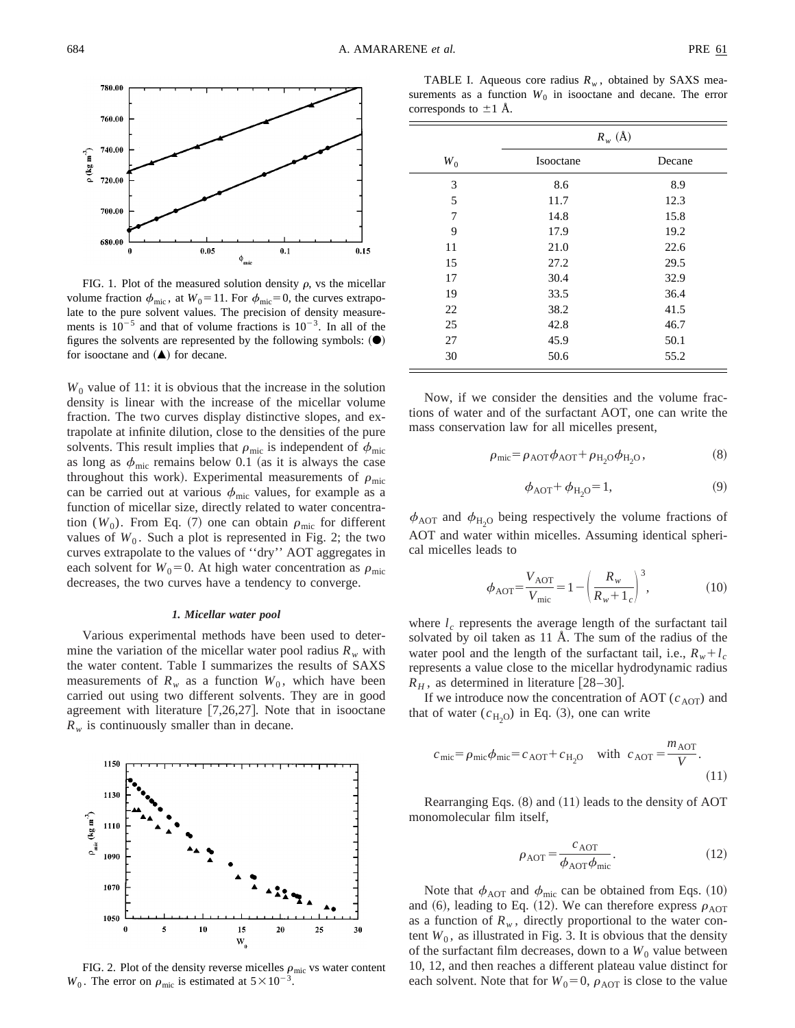FIG. 1. Plot of the measured solution density $\rho$, vs the micellar volume fraction $\phi_{\mathrm{mic}}$, at $W_0=11$. For $\phi_{\mathrm{mic}}=0$, the curves extrapolate to the pure solvent values. The precision of density measurements is $10^{-5}$ and that of volume fractions is $10^{-3}$. In all of the figures the solvents are represented by the following symbols: (●) for isooctane and (▲) for decane.

$W_0$ value of 11: it is obvious that the increase in the solution density is linear with the increase of the micellar volume fraction. The two curves display distinctive slopes, and extrapolate at infinite dilution, close to the densities of the pure solvents. This result implies that $\rho_{\mathrm{mic}}$ is independent of $\phi_{\mathrm{mic}}$ as long as $\phi_{\mathrm{mic}}$ remains below 0.1 (as it is always the case throughout this work). Experimental measurements of $\rho_{\mathrm{mic}}$ can be carried out at various $\phi_{\mathrm{mic}}$ values, for example as a function of micellar size, directly related to water concentration ($W_0$). From Eq. (7) one can obtain $\rho_{\mathrm{mic}}$ for different values of $W_0$. Such a plot is represented in Fig. 2; the two curves extrapolate to the values of ''dry'' AOT aggregates in each solvent for $W_0=0$. At high water concentration as $\rho_{\mathrm{mic}}$ decreases, the two curves have a tendency to converge.

### 1. Micellar water pool

Various experimental methods have been used to determine the variation of the micellar water pool radius $R_w$ with the water content. Table I summarizes the results of SAXS measurements of $R_w$ as a function $W_0$, which have been carried out using two different solvents. They are in good agreement with literature [7,26,27]. Note that in isooctane $R_w$ is continuously smaller than in decane.

FIG. 2. Plot of the density reverse micelles $\rho_{\mathrm{mic}}$ vs water content $W_0$. The error on $\rho_{\mathrm{mic}}$ is estimated at $5\times10^{-3}$.

TABLE I. Aqueous core radius $R_w$, obtained by SAXS measurements as a function $W_0$ in isooctane and decane. The error corresponds to $\pm 1$ Å.

| | $R_w$ (Å) | |
|---|---|---|
| $W_0$ | Isooctane | Decane |
| 3 | 8.6 | 8.9 |
| 5 | 11.7 | 12.3 |
| 7 | 14.8 | 15.8 |
| 9 | 17.9 | 19.2 |
| 11 | 21.0 | 22.6 |
| 15 | 27.2 | 29.5 |
| 17 | 30.4 | 32.9 |
| 19 | 33.5 | 36.4 |
| 22 | 38.2 | 41.5 |
| 25 | 42.8 | 46.7 |
| 27 | 45.9 | 50.1 |
| 30 | 50.6 | 55.2 |

Now, if we consider the densities and the volume fractions of water and of the surfactant AOT, one can write the mass conservation law for all micelles present,

$$\rho_{\mathrm{mic}}=\rho_{\mathrm{AOT}}\phi_{\mathrm{AOT}}+\rho_{H_2O}\phi_{H_2O}, \tag{8}$$

$$\phi_{\mathrm{AOT}}+\phi_{H_2O}=1, \tag{9}$$

$\phi_{\mathrm{AOT}}$ and $\phi_{H_2O}$ being respectively the volume fractions of AOT and water within micelles. Assuming identical spherical micelles leads to

$$\phi_{\mathrm{AOT}}=\frac{V_{\mathrm{AOT}}}{V_{\mathrm{mic}}}=1-\left(\frac{R_w}{R_w+1_c}\right)^3, \tag{10}$$

where $l_c$ represents the average length of the surfactant tail solvated by oil taken as 11 Å. The sum of the radius of the water pool and the length of the surfactant tail, i.e., $R_w+l_c$ represents a value close to the micellar hydrodynamic radius $R_H$, as determined in literature [28–30].

If we introduce now the concentration of AOT ($c_{\mathrm{AOT}}$) and that of water ($c_{H_2O}$) in Eq. (3), one can write

$$c_{\mathrm{mic}}=\rho_{\mathrm{mic}}\phi_{\mathrm{mic}}=c_{\mathrm{AOT}}+c_{H_2O} \quad \text{with} \quad c_{\mathrm{AOT}}=\frac{m_{\mathrm{AOT}}}{V}. \tag{11}$$

Rearranging Eqs. (8) and (11) leads to the density of AOT monomolecular film itself,

$$\rho_{\mathrm{AOT}}=\frac{c_{\mathrm{AOT}}}{\phi_{\mathrm{AOT}}\phi_{\mathrm{mic}}}. \tag{12}$$

Note that $\phi_{\mathrm{AOT}}$ and $\phi_{\mathrm{mic}}$ can be obtained from Eqs. (10) and (6), leading to Eq. (12). We can therefore express $\rho_{\mathrm{AOT}}$ as a function of $R_w$, directly proportional to the water content $W_0$, as illustrated in Fig. 3. It is obvious that the density of the surfactant film decreases, down to a $W_0$ value between 10, 12, and then reaches a different plateau value distinct for each solvent. Note that for $W_0=0$, $\rho_{\mathrm{AOT}}$ is close to the value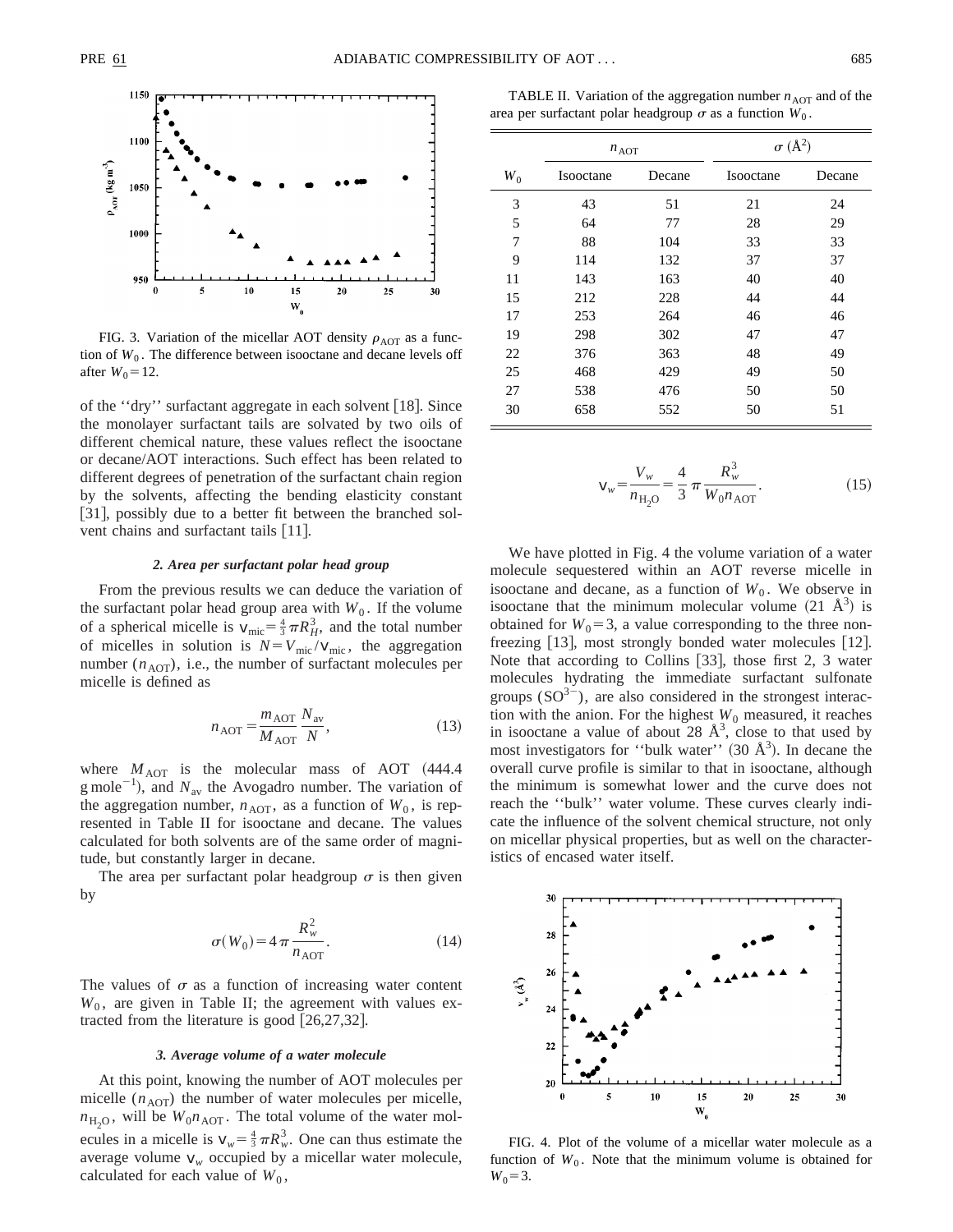FIG. 3. Variation of the micellar AOT density $\rho_{AOT}$ as a function of $W_0$. The difference between isooctane and decane levels off after $W_0 = 12$.

of the ''dry'' surfactant aggregate in each solvent [18]. Since the monolayer surfactant tails are solvated by two oils of different chemical nature, these values reflect the isooctane or decane/AOT interactions. Such effect has been related to different degrees of penetration of the surfactant chain region by the solvents, affecting the bending elasticity constant [31], possibly due to a better fit between the branched solvent chains and surfactant tails [11].

#### *2. Area per surfactant polar head group*

From the previous results we can deduce the variation of the surfactant polar head group area with $W_0$. If the volume of a spherical micelle is $v_{mic} = \frac{4}{3}\pi R_H^3$, and the total number of micelles in solution is $N = V_{mic}/v_{mic}$, the aggregation number ($n_{AOT}$), i.e., the number of surfactant molecules per micelle is defined as

$$n_{AOT} = \frac{m_{AOT}}{M_{AOT}} \frac{N_{av}}{N}, \tag{13}$$

where $M_{AOT}$ is the molecular mass of AOT (444.4 $g\,mole^{-1}$), and $N_{av}$ the Avogadro number. The variation of the aggregation number, $n_{AOT}$, as a function of $W_0$, is represented in Table II for isooctane and decane. The values calculated for both solvents are of the same order of magnitude, but constantly larger in decane.

The area per surfactant polar headgroup $\sigma$ is then given by

$$\sigma(W_0) = 4\pi \frac{R_w^2}{n_{AOT}}. \tag{14}$$

The values of $\sigma$ as a function of increasing water content $W_0$, are given in Table II; the agreement with values extracted from the literature is good [26,27,32].

#### *3. Average volume of a water molecule*

At this point, knowing the number of AOT molecules per micelle ($n_{AOT}$) the number of water molecules per micelle, $n_{H_2O}$, will be $W_0 n_{AOT}$. The total volume of the water molecules in a micelle is $v_w = \frac{4}{3}\pi R_w^3$. One can thus estimate the average volume $v_w$ occupied by a micellar water molecule, calculated for each value of $W_0$,

TABLE II. Variation of the aggregation number $n_{AOT}$ and of the area per surfactant polar headgroup $\sigma$ as a function $W_0$.

| | $n_{AOT}$ | | $\sigma$ (Å$^2$) | |
|---|---|---|---|---|
| $W_0$ | Isooctane | Decane | Isooctane | Decane |
| 3 | 43 | 51 | 21 | 24 |
| 5 | 64 | 77 | 28 | 29 |
| 7 | 88 | 104 | 33 | 33 |
| 9 | 114 | 132 | 37 | 37 |
| 11 | 143 | 163 | 40 | 40 |
| 15 | 212 | 228 | 44 | 44 |
| 17 | 253 | 264 | 46 | 46 |
| 19 | 298 | 302 | 47 | 47 |
| 22 | 376 | 363 | 48 | 49 |
| 25 | 468 | 429 | 49 | 50 |
| 27 | 538 | 476 | 50 | 50 |
| 30 | 658 | 552 | 50 | 51 |

$$v_w = \frac{V_w}{n_{H_2O}} = \frac{4}{3}\pi \frac{R_w^3}{W_0 n_{AOT}}. \tag{15}$$

We have plotted in Fig. 4 the volume variation of a water molecule sequestered within an AOT reverse micelle in isooctane and decane, as a function of $W_0$. We observe in isooctane that the minimum molecular volume (21 Å$^3$) is obtained for $W_0 = 3$, a value corresponding to the three nonfreezing [13], most strongly bonded water molecules [12]. Note that according to Collins [33], those first 2, 3 water molecules hydrating the immediate surfactant sulfonate groups ($SO^{3-}$), are also considered in the strongest interaction with the anion. For the highest $W_0$ measured, it reaches in isooctane a value of about 28 Å$^3$, close to that used by most investigators for ''bulk water'' (30 Å$^3$). In decane the overall curve profile is similar to that in isooctane, although the minimum is somewhat lower and the curve does not reach the ''bulk'' water volume. These curves clearly indicate the influence of the solvent chemical structure, not only on micellar physical properties, but as well on the characteristics of encased water itself.

FIG. 4. Plot of the volume of a micellar water molecule as a function of $W_0$. Note that the minimum volume is obtained for $W_0 = 3$.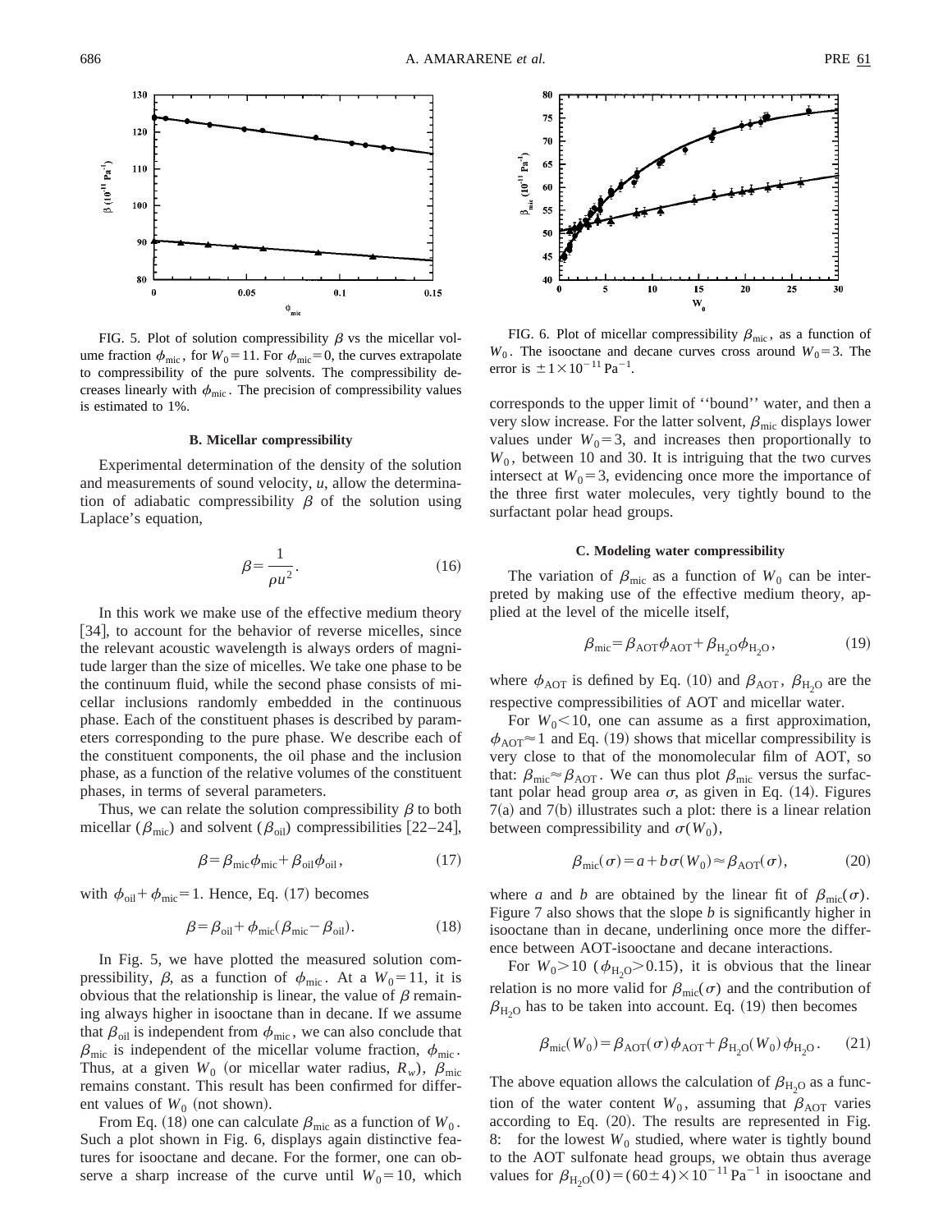FIG. 5. Plot of solution compressibility $\beta$ vs the micellar volume fraction $\phi_{mic}$, for $W_0 = 11$. For $\phi_{mic} = 0$, the curves extrapolate to compressibility of the pure solvents. The compressibility decreases linearly with $\phi_{mic}$. The precision of compressibility values is estimated to 1%.

FIG. 6. Plot of micellar compressibility $\beta_{mic}$, as a function of $W_0$. The isooctane and decane curves cross around $W_0 = 3$. The error is $\pm 1 \times 10^{-11}$ Pa$^{-1}$.

### B. Micellar compressibility

Experimental determination of the density of the solution and measurements of sound velocity, $u$, allow the determination of adiabatic compressibility $\beta$ of the solution using Laplace's equation,

$$\beta = \frac{1}{\rho u^2}. \tag{16}$$

In this work we make use of the effective medium theory [34], to account for the behavior of reverse micelles, since the relevant acoustic wavelength is always orders of magnitude larger than the size of micelles. We take one phase to be the continuum fluid, while the second phase consists of micellar inclusions randomly embedded in the continuous phase. Each of the constituent phases is described by parameters corresponding to the pure phase. We describe each of the constituent components, the oil phase and the inclusion phase, as a function of the relative volumes of the constituent phases, in terms of several parameters.

Thus, we can relate the solution compressibility $\beta$ to both micellar ($\beta_{mic}$) and solvent ($\beta_{oil}$) compressibilities [22–24],

$$\beta = \beta_{mic}\phi_{mic} + \beta_{oil}\phi_{oil}, \tag{17}$$

with $\phi_{oil} + \phi_{mic} = 1$. Hence, Eq. (17) becomes

$$\beta = \beta_{oil} + \phi_{mic}(\beta_{mic} - \beta_{oil}). \tag{18}$$

In Fig. 5, we have plotted the measured solution compressibility, $\beta$, as a function of $\phi_{mic}$. At a $W_0 = 11$, it is obvious that the relationship is linear, the value of $\beta$ remaining always higher in isooctane than in decane. If we assume that $\beta_{oil}$ is independent from $\phi_{mic}$, we can also conclude that $\beta_{mic}$ is independent of the micellar volume fraction, $\phi_{mic}$. Thus, at a given $W_0$ (or micellar water radius, $R_w$), $\beta_{mic}$ remains constant. This result has been confirmed for different values of $W_0$ (not shown).

From Eq. (18) one can calculate $\beta_{mic}$ as a function of $W_0$. Such a plot shown in Fig. 6, displays again distinctive features for isooctane and decane. For the former, one can observe a sharp increase of the curve until $W_0 = 10$, which corresponds to the upper limit of ''bound'' water, and then a very slow increase. For the latter solvent, $\beta_{mic}$ displays lower values under $W_0 = 3$, and increases then proportionally to $W_0$, between 10 and 30. It is intriguing that the two curves intersect at $W_0 = 3$, evidencing once more the importance of the three first water molecules, very tightly bound to the surfactant polar head groups.

### C. Modeling water compressibility

The variation of $\beta_{mic}$ as a function of $W_0$ can be interpreted by making use of the effective medium theory, applied at the level of the micelle itself,

$$\beta_{mic} = \beta_{AOT}\phi_{AOT} + \beta_{H_2O}\phi_{H_2O}, \tag{19}$$

where $\phi_{AOT}$ is defined by Eq. (10) and $\beta_{AOT}$, $\beta_{H_2O}$ are the respective compressibilities of AOT and micellar water.

For $W_0 < 10$, one can assume as a first approximation, $\phi_{AOT} \approx 1$ and Eq. (19) shows that micellar compressibility is very close to that of the monomolecular film of AOT, so that: $\beta_{mic} \approx \beta_{AOT}$. We can thus plot $\beta_{mic}$ versus the surfactant polar head group area $\sigma$, as given in Eq. (14). Figures 7(a) and 7(b) illustrates such a plot: there is a linear relation between compressibility and $\sigma(W_0)$,

$$\beta_{mic}(\sigma) = a + b\sigma(W_0) \approx \beta_{AOT}(\sigma), \tag{20}$$

where $a$ and $b$ are obtained by the linear fit of $\beta_{mic}(\sigma)$. Figure 7 also shows that the slope $b$ is significantly higher in isooctane than in decane, underlining once more the difference between AOT-isooctane and decane interactions.

For $W_0 > 10$ ($\phi_{H_2O} > 0.15$), it is obvious that the linear relation is no more valid for $\beta_{mic}(\sigma)$ and the contribution of $\beta_{H_2O}$ has to be taken into account. Eq. (19) then becomes

$$\beta_{mic}(W_0) = \beta_{AOT}(\sigma)\phi_{AOT} + \beta_{H_2O}(W_0)\phi_{H_2O}. \tag{21}$$

The above equation allows the calculation of $\beta_{H_2O}$ as a function of the water content $W_0$, assuming that $\beta_{AOT}$ varies according to Eq. (20). The results are represented in Fig. 8: for the lowest $W_0$ studied, where water is tightly bound to the AOT sulfonate head groups, we obtain thus average values for $\beta_{H_2O}(0) = (60 \pm 4) \times 10^{-11}$ Pa$^{-1}$ in isooctane and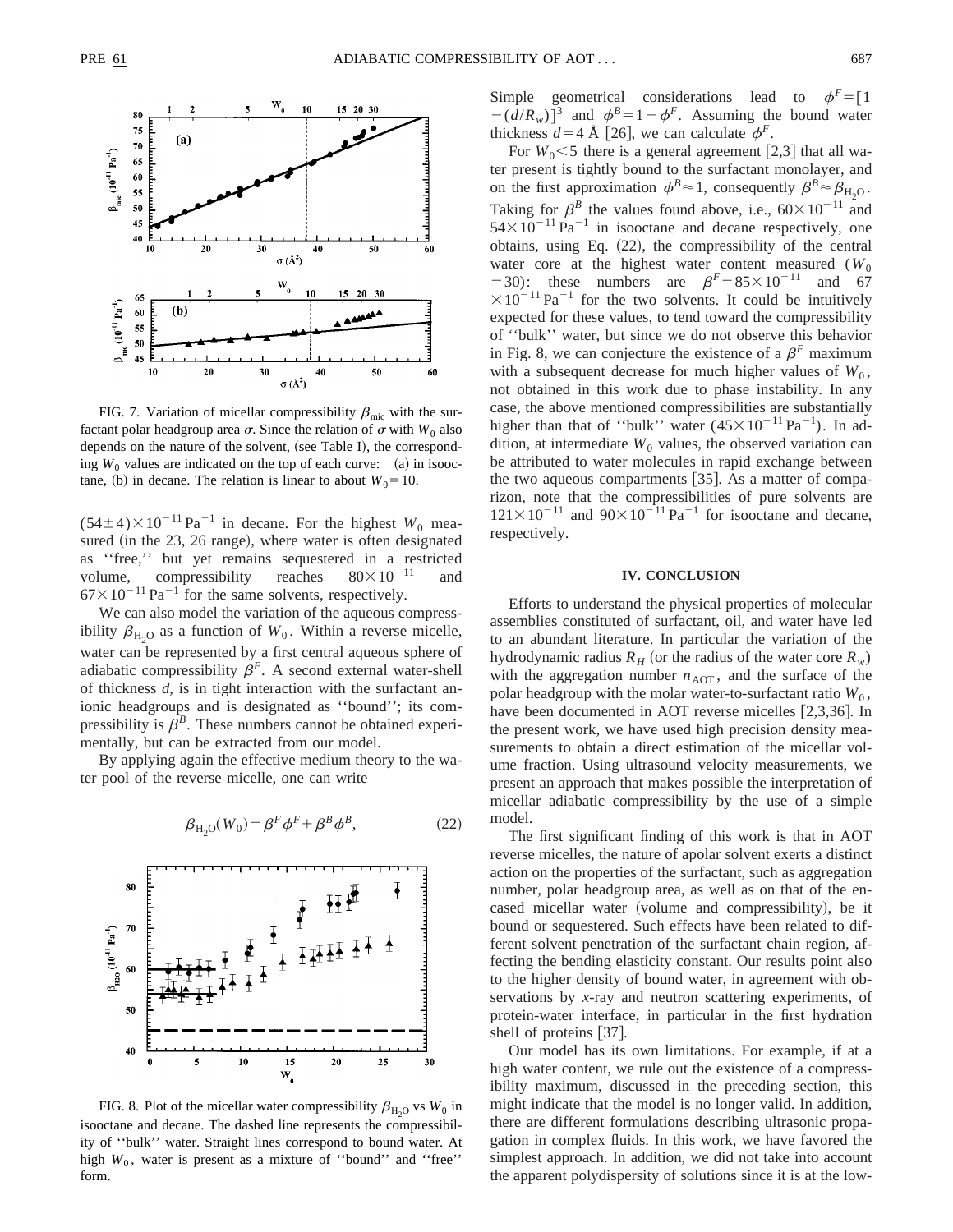FIG. 7. Variation of micellar compressibility $\beta_{\rm mic}$ with the surfactant polar headgroup area $\sigma$. Since the relation of $\sigma$ with $W_0$ also depends on the nature of the solvent, (see Table I), the corresponding $W_0$ values are indicated on the top of each curve: (a) in isooctane, (b) in decane. The relation is linear to about $W_0 = 10$.

$(54\pm4)\times10^{-11}\,{\rm Pa}^{-1}$ in decane. For the highest $W_0$ measured (in the 23, 26 range), where water is often designated as ''free,'' but yet remains sequestered in a restricted volume, compressibility reaches $80\times10^{-11}$ and $67\times10^{-11}\,{\rm Pa}^{-1}$ for the same solvents, respectively.

We can also model the variation of the aqueous compressibility $\beta_{\rm H_2O}$ as a function of $W_0$. Within a reverse micelle, water can be represented by a first central aqueous sphere of adiabatic compressibility $\beta^F$. A second external water-shell of thickness $d$, is in tight interaction with the surfactant anionic headgroups and is designated as ''bound''; its compressibility is $\beta^B$. These numbers cannot be obtained experimentally, but can be extracted from our model.

By applying again the effective medium theory to the water pool of the reverse micelle, one can write

$$\beta_{\rm H_2O}(W_0) = \beta^F\phi^F + \beta^B\phi^B, \tag{22}$$

FIG. 8. Plot of the micellar water compressibility $\beta_{\rm H_2O}$ vs $W_0$ in isooctane and decane. The dashed line represents the compressibility of ''bulk'' water. Straight lines correspond to bound water. At high $W_0$, water is present as a mixture of ''bound'' and ''free'' form.

Simple geometrical considerations lead to $\phi^F = [1 - (d/R_w)]^3$ and $\phi^B = 1 - \phi^F$. Assuming the bound water thickness $d = 4$ Å [26], we can calculate $\phi^F$.

For $W_0 < 5$ there is a general agreement [2,3] that all water present is tightly bound to the surfactant monolayer, and on the first approximation $\phi^B \approx 1$, consequently $\beta^B \approx \beta_{\rm H_2O}$. Taking for $\beta^B$ the values found above, i.e., $60\times10^{-11}$ and $54\times10^{-11}\,{\rm Pa}^{-1}$ in isooctane and decane respectively, one obtains, using Eq. (22), the compressibility of the central water core at the highest water content measured ($W_0 = 30$): these numbers are $\beta^F = 85\times10^{-11}$ and $67\times10^{-11}\,{\rm Pa}^{-1}$ for the two solvents. It could be intuitively expected for these values, to tend toward the compressibility of ''bulk'' water, but since we do not observe this behavior in Fig. 8, we can conjecture the existence of a $\beta^F$ maximum with a subsequent decrease for much higher values of $W_0$, not obtained in this work due to phase instability. In any case, the above mentioned compressibilities are substantially higher than that of ''bulk'' water $(45\times10^{-11}\,{\rm Pa}^{-1})$. In addition, at intermediate $W_0$ values, the observed variation can be attributed to water molecules in rapid exchange between the two aqueous compartments [35]. As a matter of comparizon, note that the compressibilities of pure solvents are $121\times10^{-11}$ and $90\times10^{-11}\,{\rm Pa}^{-1}$ for isooctane and decane, respectively.

## IV. CONCLUSION

Efforts to understand the physical properties of molecular assemblies constituted of surfactant, oil, and water have led to an abundant literature. In particular the variation of the hydrodynamic radius $R_H$ (or the radius of the water core $R_w$) with the aggregation number $n_{\rm AOT}$, and the surface of the polar headgroup with the molar water-to-surfactant ratio $W_0$, have been documented in AOT reverse micelles [2,3,36]. In the present work, we have used high precision density measurements to obtain a direct estimation of the micellar volume fraction. Using ultrasound velocity measurements, we present an approach that makes possible the interpretation of micellar adiabatic compressibility by the use of a simple model.

The first significant finding of this work is that in AOT reverse micelles, the nature of apolar solvent exerts a distinct action on the properties of the surfactant, such as aggregation number, polar headgroup area, as well as on that of the encased micellar water (volume and compressibility), be it bound or sequestered. Such effects have been related to different solvent penetration of the surfactant chain region, affecting the bending elasticity constant. Our results point also to the higher density of bound water, in agreement with observations by *x*-ray and neutron scattering experiments, of protein-water interface, in particular in the first hydration shell of proteins [37].

Our model has its own limitations. For example, if at a high water content, we rule out the existence of a compressibility maximum, discussed in the preceding section, this might indicate that the model is no longer valid. In addition, there are different formulations describing ultrasonic propagation in complex fluids. In this work, we have favored the simplest approach. In addition, we did not take into account the apparent polydispersity of solutions since it is at the low-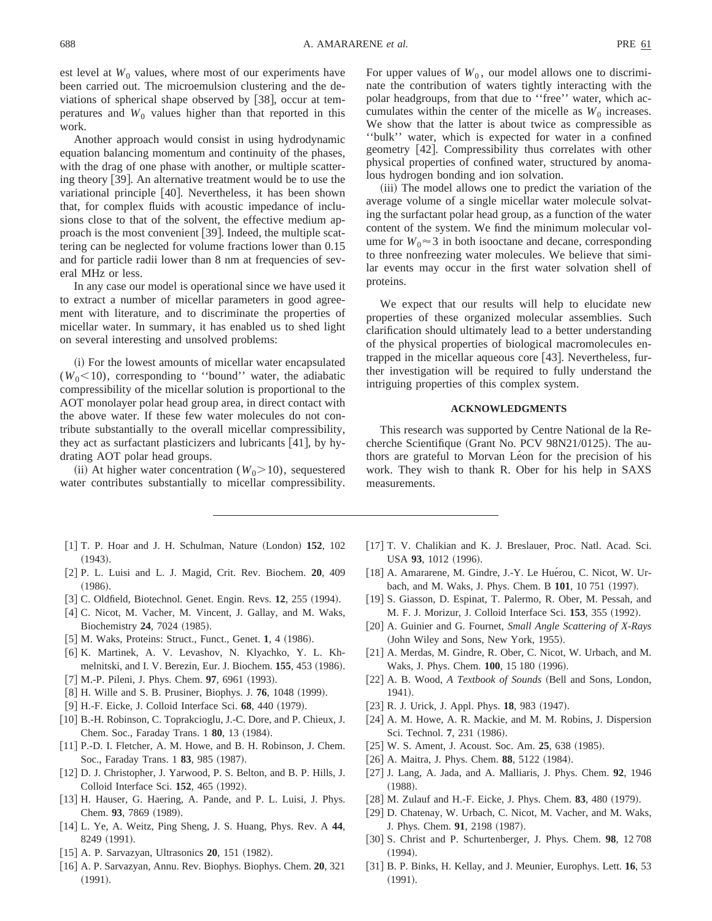est level at $W_0$ values, where most of our experiments have been carried out. The microemulsion clustering and the deviations of spherical shape observed by [38], occur at temperatures and $W_0$ values higher than that reported in this work.

Another approach would consist in using hydrodynamic equation balancing momentum and continuity of the phases, with the drag of one phase with another, or multiple scattering theory [39]. An alternative treatment would be to use the variational principle [40]. Nevertheless, it has been shown that, for complex fluids with acoustic impedance of inclusions close to that of the solvent, the effective medium approach is the most convenient [39]. Indeed, the multiple scattering can be neglected for volume fractions lower than 0.15 and for particle radii lower than 8 nm at frequencies of several MHz or less.

In any case our model is operational since we have used it to extract a number of micellar parameters in good agreement with literature, and to discriminate the properties of micellar water. In summary, it has enabled us to shed light on several interesting and unsolved problems:

(i) For the lowest amounts of micellar water encapsulated ($W_0 < 10$), corresponding to ''bound'' water, the adiabatic compressibility of the micellar solution is proportional to the AOT monolayer polar head group area, in direct contact with the above water. If these few water molecules do not contribute substantially to the overall micellar compressibility, they act as surfactant plasticizers and lubricants [41], by hydrating AOT polar head groups.

(ii) At higher water concentration ($W_0 > 10$), sequestered water contributes substantially to micellar compressibility. For upper values of $W_0$, our model allows one to discriminate the contribution of waters tightly interacting with the polar headgroups, from that due to ''free'' water, which accumulates within the center of the micelle as $W_0$ increases. We show that the latter is about twice as compressible as ''bulk'' water, which is expected for water in a confined geometry [42]. Compressibility thus correlates with other physical properties of confined water, structured by anomalous hydrogen bonding and ion solvation.

(iii) The model allows one to predict the variation of the average volume of a single micellar water molecule solvating the surfactant polar head group, as a function of the water content of the system. We find the minimum molecular volume for $W_0 \approx 3$ in both isooctane and decane, corresponding to three nonfreezing water molecules. We believe that similar events may occur in the first water solvation shell of proteins.

We expect that our results will help to elucidate new properties of these organized molecular assemblies. Such clarification should ultimately lead to a better understanding of the physical properties of biological macromolecules entrapped in the micellar aqueous core [43]. Nevertheless, further investigation will be required to fully understand the intriguing properties of this complex system.

## ACKNOWLEDGMENTS

This research was supported by Centre National de la Recherche Scientifique (Grant No. PCV 98N21/0125). The authors are grateful to Morvan Léon for the precision of his work. They wish to thank R. Ober for his help in SAXS measurements.

---

[1] T. P. Hoar and J. H. Schulman, Nature (London) **152**, 102 (1943).

[2] P. L. Luisi and L. J. Magid, Crit. Rev. Biochem. **20**, 409 (1986).

[3] C. Oldfield, Biotechnol. Genet. Engin. Revs. **12**, 255 (1994).

[4] C. Nicot, M. Vacher, M. Vincent, J. Gallay, and M. Waks, Biochemistry **24**, 7024 (1985).

[5] M. Waks, Proteins: Struct., Funct., Genet. **1**, 4 (1986).

[6] K. Martinek, A. V. Levashov, N. Klyachko, Y. L. Khmelnitski, and I. V. Berezin, Eur. J. Biochem. **155**, 453 (1986).

[7] M.-P. Pileni, J. Phys. Chem. **97**, 6961 (1993).

[8] H. Wille and S. B. Prusiner, Biophys. J. **76**, 1048 (1999).

[9] H.-F. Eicke, J. Colloid Interface Sci. **68**, 440 (1979).

[10] B.-H. Robinson, C. Toprakcioglu, J.-C. Dore, and P. Chieux, J. Chem. Soc., Faraday Trans. 1 **80**, 13 (1984).

[11] P.-D. I. Fletcher, A. M. Howe, and B. H. Robinson, J. Chem. Soc., Faraday Trans. 1 **83**, 985 (1987).

[12] D. J. Christopher, J. Yarwood, P. S. Belton, and B. P. Hills, J. Colloid Interface Sci. **152**, 465 (1992).

[13] H. Hauser, G. Haering, A. Pande, and P. L. Luisi, J. Phys. Chem. **93**, 7869 (1989).

[14] L. Ye, A. Weitz, Ping Sheng, J. S. Huang, Phys. Rev. A **44**, 8249 (1991).

[15] A. P. Sarvazyan, Ultrasonics **20**, 151 (1982).

[16] A. P. Sarvazyan, Annu. Rev. Biophys. Biophys. Chem. **20**, 321 (1991).

[17] T. V. Chalikian and K. J. Breslauer, Proc. Natl. Acad. Sci. USA **93**, 1012 (1996).

[18] A. Amararene, M. Gindre, J.-Y. Le Huérou, C. Nicot, W. Urbach, and M. Waks, J. Phys. Chem. B **101**, 10 751 (1997).

[19] S. Giasson, D. Espinat, T. Palermo, R. Ober, M. Pessah, and M. F. J. Morizur, J. Colloid Interface Sci. **153**, 355 (1992).

[20] A. Guinier and G. Fournet, *Small Angle Scattering of X-Rays* (John Wiley and Sons, New York, 1955).

[21] A. Merdas, M. Gindre, R. Ober, C. Nicot, W. Urbach, and M. Waks, J. Phys. Chem. **100**, 15 180 (1996).

[22] A. B. Wood, *A Textbook of Sounds* (Bell and Sons, London, 1941).

[23] R. J. Urick, J. Appl. Phys. **18**, 983 (1947).

[24] A. M. Howe, A. R. Mackie, and M. M. Robins, J. Dispersion Sci. Technol. **7**, 231 (1986).

[25] W. S. Ament, J. Acoust. Soc. Am. **25**, 638 (1985).

[26] A. Maitra, J. Phys. Chem. **88**, 5122 (1984).

[27] J. Lang, A. Jada, and A. Malliaris, J. Phys. Chem. **92**, 1946 (1988).

[28] M. Zulauf and H.-F. Eicke, J. Phys. Chem. **83**, 480 (1979).

[29] D. Chatenay, W. Urbach, C. Nicot, M. Vacher, and M. Waks, J. Phys. Chem. **91**, 2198 (1987).

[30] S. Christ and P. Schurtenberger, J. Phys. Chem. **98**, 12 708 (1994).

[31] B. P. Binks, H. Kellay, and J. Meunier, Europhys. Lett. **16**, 53 (1991).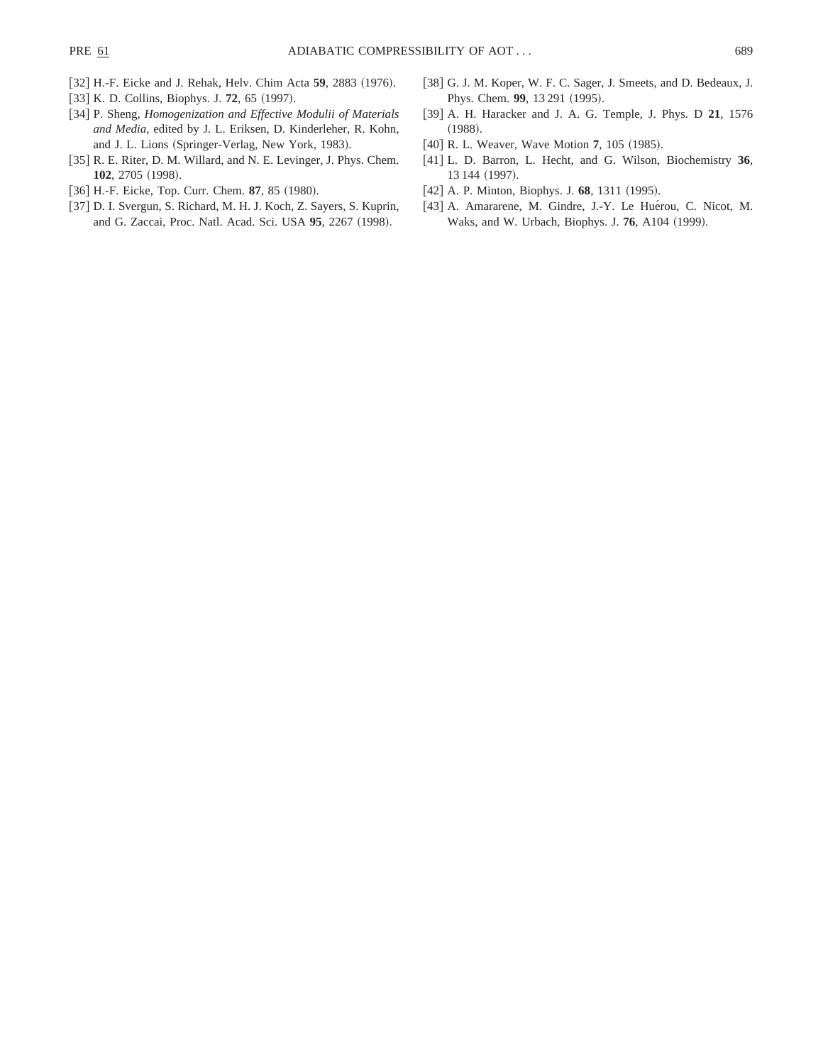[32] H.-F. Eicke and J. Rehak, Helv. Chim Acta **59**, 2883 (1976).

[33] K. D. Collins, Biophys. J. **72**, 65 (1997).

[34] P. Sheng, *Homogenization and Effective Modulii of Materials and Media*, edited by J. L. Eriksen, D. Kinderleher, R. Kohn, and J. L. Lions (Springer-Verlag, New York, 1983).

[35] R. E. Riter, D. M. Willard, and N. E. Levinger, J. Phys. Chem. **102**, 2705 (1998).

[36] H.-F. Eicke, Top. Curr. Chem. **87**, 85 (1980).

[37] D. I. Svergun, S. Richard, M. H. J. Koch, Z. Sayers, S. Kuprin, and G. Zaccai, Proc. Natl. Acad. Sci. USA **95**, 2267 (1998).

[38] G. J. M. Koper, W. F. C. Sager, J. Smeets, and D. Bedeaux, J. Phys. Chem. **99**, 13 291 (1995).

[39] A. H. Haracker and J. A. G. Temple, J. Phys. D **21**, 1576 (1988).

[40] R. L. Weaver, Wave Motion **7**, 105 (1985).

[41] L. D. Barron, L. Hecht, and G. Wilson, Biochemistry **36**, 13 144 (1997).

[42] A. P. Minton, Biophys. J. **68**, 1311 (1995).

[43] A. Amararene, M. Gindre, J.-Y. Le Huérou, C. Nicot, M. Waks, and W. Urbach, Biophys. J. **76**, A104 (1999).